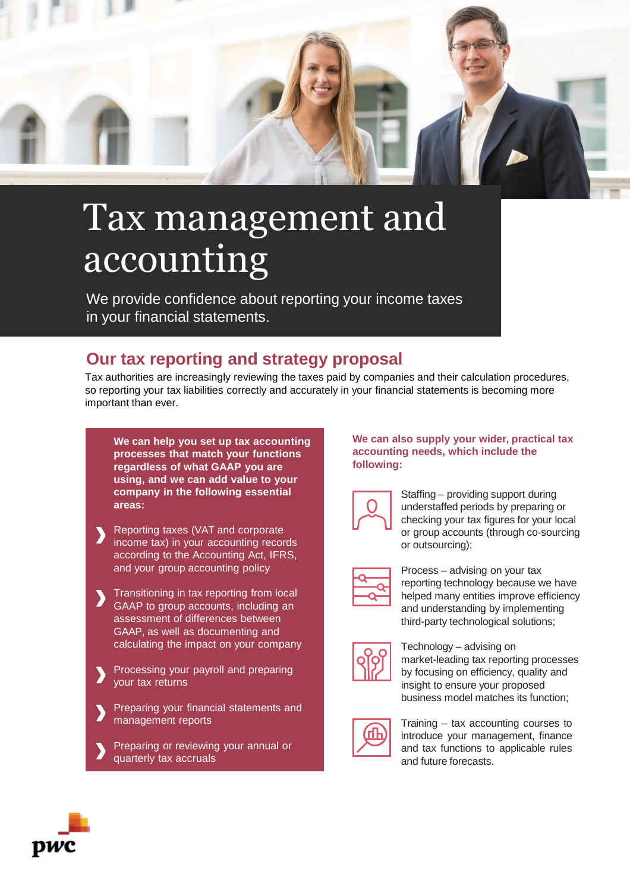# Tax management and accounting

We provide confidence about reporting your income taxes in your financial statements.

## Our tax reporting and strategy proposal

Tax authorities are increasingly reviewing the taxes paid by companies and their calculation procedures, so reporting your tax liabilities correctly and accurately in your financial statements is becoming more important than ever.

**We can help you set up tax accounting processes that match your functions regardless of what GAAP you are using, and we can add value to your company in the following essential areas:**

- Reporting taxes (VAT and corporate income tax) in your accounting records according to the Accounting Act, IFRS, and your group accounting policy
- Transitioning in tax reporting from local GAAP to group accounts, including an assessment of differences between GAAP, as well as documenting and calculating the impact on your company
- Processing your payroll and preparing your tax returns
- Preparing your financial statements and management reports
- Preparing or reviewing your annual or quarterly tax accruals

**We can also supply your wider, practical tax accounting needs, which include the following:**

Staffing – providing support during understaffed periods by preparing or checking your tax figures for your local or group accounts (through co-sourcing or outsourcing);

Process – advising on your tax reporting technology because we have helped many entities improve efficiency and understanding by implementing third-party technological solutions;

Technology – advising on market-leading tax reporting processes by focusing on efficiency, quality and insight to ensure your proposed business model matches its function;

Training – tax accounting courses to introduce your management, finance and tax functions to applicable rules and future forecasts.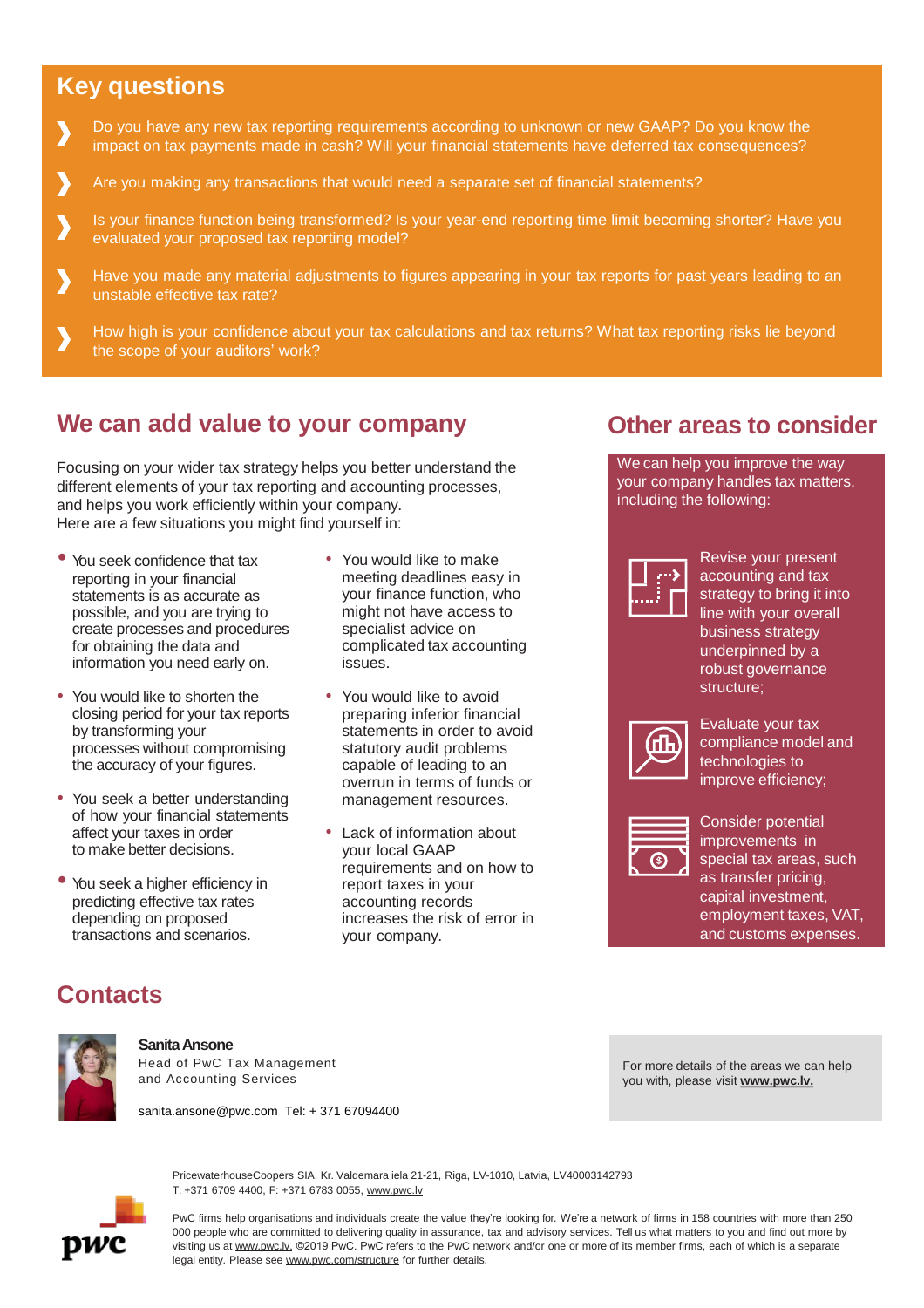## Key questions

- Do you have any new tax reporting requirements according to unknown or new GAAP? Do you know the impact on tax payments made in cash? Will your financial statements have deferred tax consequences?
- Are you making any transactions that would need a separate set of financial statements?
- Is your finance function being transformed? Is your year-end reporting time limit becoming shorter? Have you evaluated your proposed tax reporting model?
- Have you made any material adjustments to figures appearing in your tax reports for past years leading to an unstable effective tax rate?
- How high is your confidence about your tax calculations and tax returns? What tax reporting risks lie beyond the scope of your auditors' work?

## We can add value to your company

Focusing on your wider tax strategy helps you better understand the different elements of your tax reporting and accounting processes, and helps you work efficiently within your company.
Here are a few situations you might find yourself in:

- You seek confidence that tax reporting in your financial statements is as accurate as possible, and you are trying to create processes and procedures for obtaining the data and information you need early on.
- You would like to shorten the closing period for your tax reports by transforming your processes without compromising the accuracy of your figures.
- You seek a better understanding of how your financial statements affect your taxes in order to make better decisions.
- You seek a higher efficiency in predicting effective tax rates depending on proposed transactions and scenarios.
- You would like to make meeting deadlines easy in your finance function, who might not have access to specialist advice on complicated tax accounting issues.
- You would like to avoid preparing inferior financial statements in order to avoid statutory audit problems capable of leading to an overrun in terms of funds or management resources.
- Lack of information about your local GAAP requirements and on how to report taxes in your accounting records increases the risk of error in your company.

## Other areas to consider

We can help you improve the way your company handles tax matters, including the following:

- Revise your present accounting and tax strategy to bring it into line with your overall business strategy underpinned by a robust governance structure;
- Evaluate your tax compliance model and technologies to improve efficiency;
- Consider potential improvements in special tax areas, such as transfer pricing, capital investment, employment taxes, VAT, and customs expenses.

## Contacts

**Sanita Ansone**
Head of PwC Tax Management and Accounting Services

sanita.ansone@pwc.com Tel: + 371 67094400

For more details of the areas we can help you with, please visit **www.pwc.lv.**

PricewaterhouseCoopers SIA, Kr. Valdemara iela 21-21, Riga, LV-1010, Latvia, LV40003142793
T: +371 6709 4400, F: +371 6783 0055, www.pwc.lv

PwC firms help organisations and individuals create the value they're looking for. We're a network of firms in 158 countries with more than 250 000 people who are committed to delivering quality in assurance, tax and advisory services. Tell us what matters to you and find out more by visiting us at www.pwc.lv. ©2019 PwC. PwC refers to the PwC network and/or one or more of its member firms, each of which is a separate legal entity. Please see www.pwc.com/structure for further details.